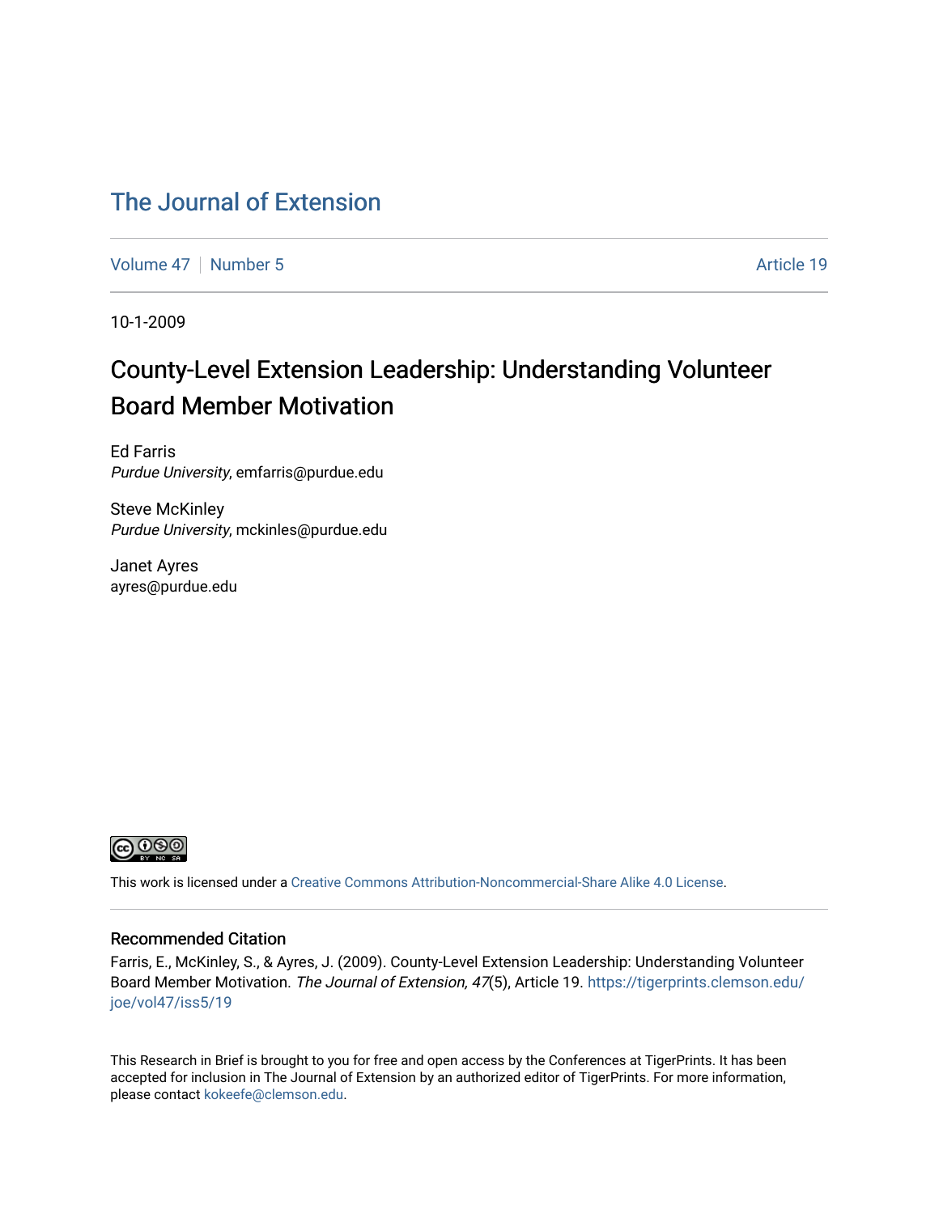# The Journal of Extension

Volume 47 | Number 5 | Article 19

10-1-2009

## County-Level Extension Leadership: Understanding Volunteer Board Member Motivation

Ed Farris
*Purdue University*, emfarris@purdue.edu

Steve McKinley
*Purdue University*, mckinles@purdue.edu

Janet Ayres
ayres@purdue.edu

This work is licensed under a Creative Commons Attribution-Noncommercial-Share Alike 4.0 License.

### Recommended Citation

Farris, E., McKinley, S., & Ayres, J. (2009). County-Level Extension Leadership: Understanding Volunteer Board Member Motivation. *The Journal of Extension, 47*(5), Article 19. https://tigerprints.clemson.edu/joe/vol47/iss5/19

This Research in Brief is brought to you for free and open access by the Conferences at TigerPrints. It has been accepted for inclusion in The Journal of Extension by an authorized editor of TigerPrints. For more information, please contact kokeefe@clemson.edu.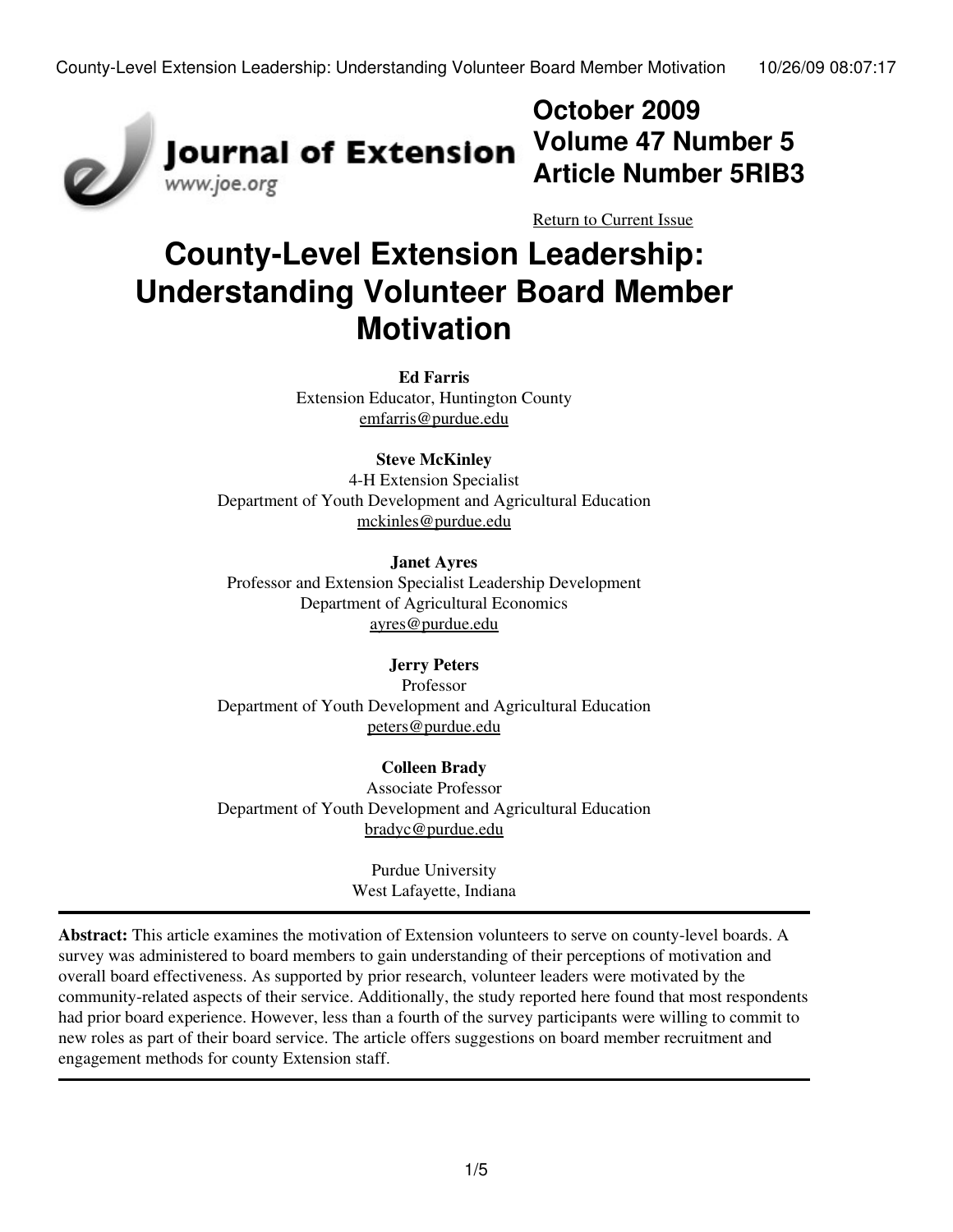October 2009
Volume 47 Number 5
Article Number 5RIB3

Return to Current Issue

# County-Level Extension Leadership: Understanding Volunteer Board Member Motivation

**Ed Farris**
Extension Educator, Huntington County
emfarris@purdue.edu

**Steve McKinley**
4-H Extension Specialist
Department of Youth Development and Agricultural Education
mckinles@purdue.edu

**Janet Ayres**
Professor and Extension Specialist Leadership Development
Department of Agricultural Economics
ayres@purdue.edu

**Jerry Peters**
Professor
Department of Youth Development and Agricultural Education
peters@purdue.edu

**Colleen Brady**
Associate Professor
Department of Youth Development and Agricultural Education
bradyc@purdue.edu

Purdue University
West Lafayette, Indiana

---

**Abstract:** This article examines the motivation of Extension volunteers to serve on county-level boards. A survey was administered to board members to gain understanding of their perceptions of motivation and overall board effectiveness. As supported by prior research, volunteer leaders were motivated by the community-related aspects of their service. Additionally, the study reported here found that most respondents had prior board experience. However, less than a fourth of the survey participants were willing to commit to new roles as part of their board service. The article offers suggestions on board member recruitment and engagement methods for county Extension staff.

---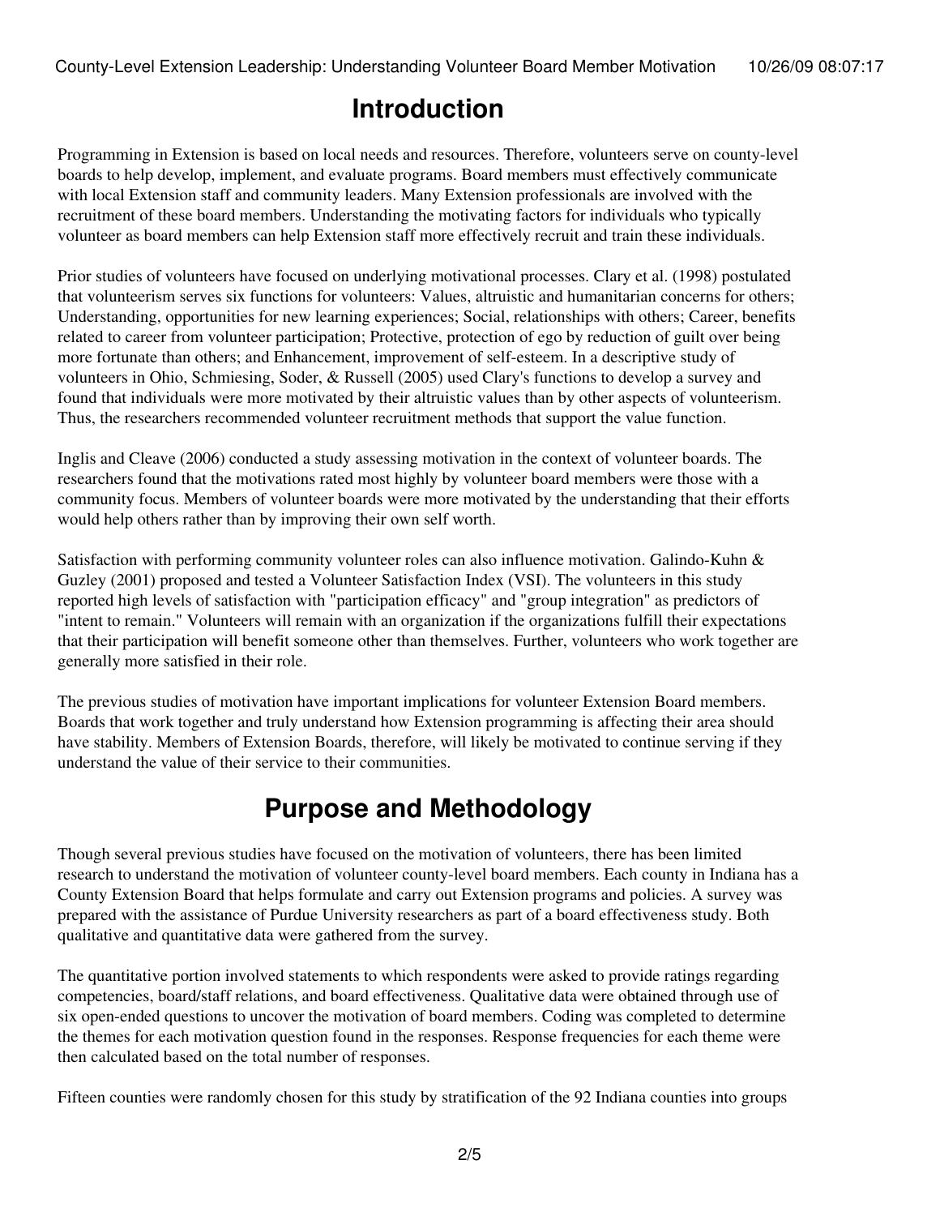## Introduction

Programming in Extension is based on local needs and resources. Therefore, volunteers serve on county-level boards to help develop, implement, and evaluate programs. Board members must effectively communicate with local Extension staff and community leaders. Many Extension professionals are involved with the recruitment of these board members. Understanding the motivating factors for individuals who typically volunteer as board members can help Extension staff more effectively recruit and train these individuals.

Prior studies of volunteers have focused on underlying motivational processes. Clary et al. (1998) postulated that volunteerism serves six functions for volunteers: Values, altruistic and humanitarian concerns for others; Understanding, opportunities for new learning experiences; Social, relationships with others; Career, benefits related to career from volunteer participation; Protective, protection of ego by reduction of guilt over being more fortunate than others; and Enhancement, improvement of self-esteem. In a descriptive study of volunteers in Ohio, Schmiesing, Soder, & Russell (2005) used Clary's functions to develop a survey and found that individuals were more motivated by their altruistic values than by other aspects of volunteerism. Thus, the researchers recommended volunteer recruitment methods that support the value function.

Inglis and Cleave (2006) conducted a study assessing motivation in the context of volunteer boards. The researchers found that the motivations rated most highly by volunteer board members were those with a community focus. Members of volunteer boards were more motivated by the understanding that their efforts would help others rather than by improving their own self worth.

Satisfaction with performing community volunteer roles can also influence motivation. Galindo-Kuhn & Guzley (2001) proposed and tested a Volunteer Satisfaction Index (VSI). The volunteers in this study reported high levels of satisfaction with "participation efficacy" and "group integration" as predictors of "intent to remain." Volunteers will remain with an organization if the organizations fulfill their expectations that their participation will benefit someone other than themselves. Further, volunteers who work together are generally more satisfied in their role.

The previous studies of motivation have important implications for volunteer Extension Board members. Boards that work together and truly understand how Extension programming is affecting their area should have stability. Members of Extension Boards, therefore, will likely be motivated to continue serving if they understand the value of their service to their communities.

## Purpose and Methodology

Though several previous studies have focused on the motivation of volunteers, there has been limited research to understand the motivation of volunteer county-level board members. Each county in Indiana has a County Extension Board that helps formulate and carry out Extension programs and policies. A survey was prepared with the assistance of Purdue University researchers as part of a board effectiveness study. Both qualitative and quantitative data were gathered from the survey.

The quantitative portion involved statements to which respondents were asked to provide ratings regarding competencies, board/staff relations, and board effectiveness. Qualitative data were obtained through use of six open-ended questions to uncover the motivation of board members. Coding was completed to determine the themes for each motivation question found in the responses. Response frequencies for each theme were then calculated based on the total number of responses.

Fifteen counties were randomly chosen for this study by stratification of the 92 Indiana counties into groups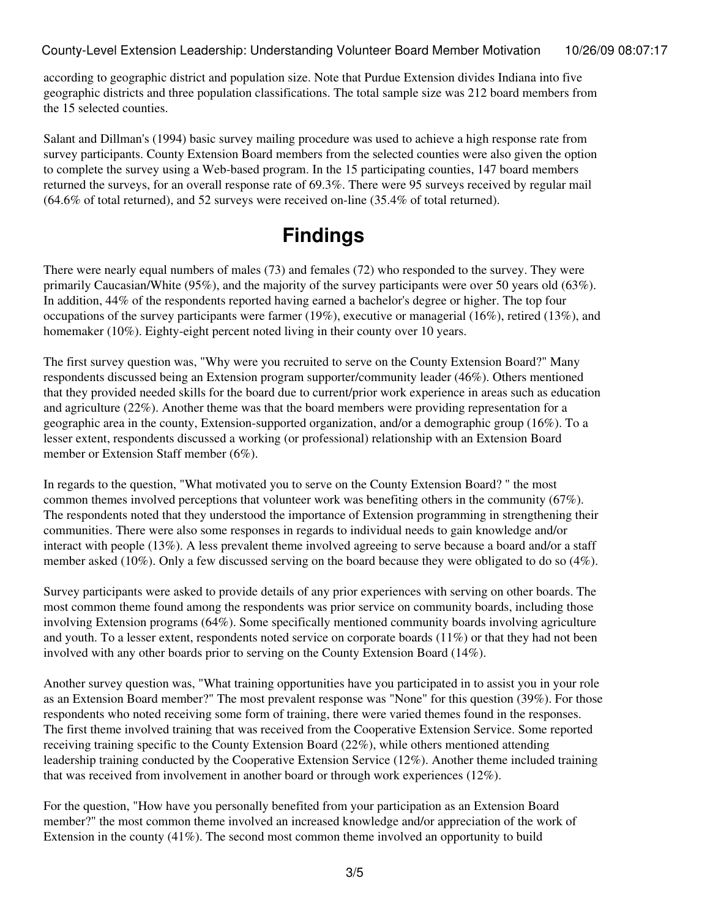according to geographic district and population size. Note that Purdue Extension divides Indiana into five geographic districts and three population classifications. The total sample size was 212 board members from the 15 selected counties.

Salant and Dillman's (1994) basic survey mailing procedure was used to achieve a high response rate from survey participants. County Extension Board members from the selected counties were also given the option to complete the survey using a Web-based program. In the 15 participating counties, 147 board members returned the surveys, for an overall response rate of 69.3%. There were 95 surveys received by regular mail (64.6% of total returned), and 52 surveys were received on-line (35.4% of total returned).

# Findings

There were nearly equal numbers of males (73) and females (72) who responded to the survey. They were primarily Caucasian/White (95%), and the majority of the survey participants were over 50 years old (63%). In addition, 44% of the respondents reported having earned a bachelor's degree or higher. The top four occupations of the survey participants were farmer (19%), executive or managerial (16%), retired (13%), and homemaker (10%). Eighty-eight percent noted living in their county over 10 years.

The first survey question was, "Why were you recruited to serve on the County Extension Board?" Many respondents discussed being an Extension program supporter/community leader (46%). Others mentioned that they provided needed skills for the board due to current/prior work experience in areas such as education and agriculture (22%). Another theme was that the board members were providing representation for a geographic area in the county, Extension-supported organization, and/or a demographic group (16%). To a lesser extent, respondents discussed a working (or professional) relationship with an Extension Board member or Extension Staff member (6%).

In regards to the question, "What motivated you to serve on the County Extension Board? " the most common themes involved perceptions that volunteer work was benefiting others in the community (67%). The respondents noted that they understood the importance of Extension programming in strengthening their communities. There were also some responses in regards to individual needs to gain knowledge and/or interact with people (13%). A less prevalent theme involved agreeing to serve because a board and/or a staff member asked (10%). Only a few discussed serving on the board because they were obligated to do so (4%).

Survey participants were asked to provide details of any prior experiences with serving on other boards. The most common theme found among the respondents was prior service on community boards, including those involving Extension programs (64%). Some specifically mentioned community boards involving agriculture and youth. To a lesser extent, respondents noted service on corporate boards (11%) or that they had not been involved with any other boards prior to serving on the County Extension Board (14%).

Another survey question was, "What training opportunities have you participated in to assist you in your role as an Extension Board member?" The most prevalent response was "None" for this question (39%). For those respondents who noted receiving some form of training, there were varied themes found in the responses. The first theme involved training that was received from the Cooperative Extension Service. Some reported receiving training specific to the County Extension Board (22%), while others mentioned attending leadership training conducted by the Cooperative Extension Service (12%). Another theme included training that was received from involvement in another board or through work experiences (12%).

For the question, "How have you personally benefited from your participation as an Extension Board member?" the most common theme involved an increased knowledge and/or appreciation of the work of Extension in the county (41%). The second most common theme involved an opportunity to build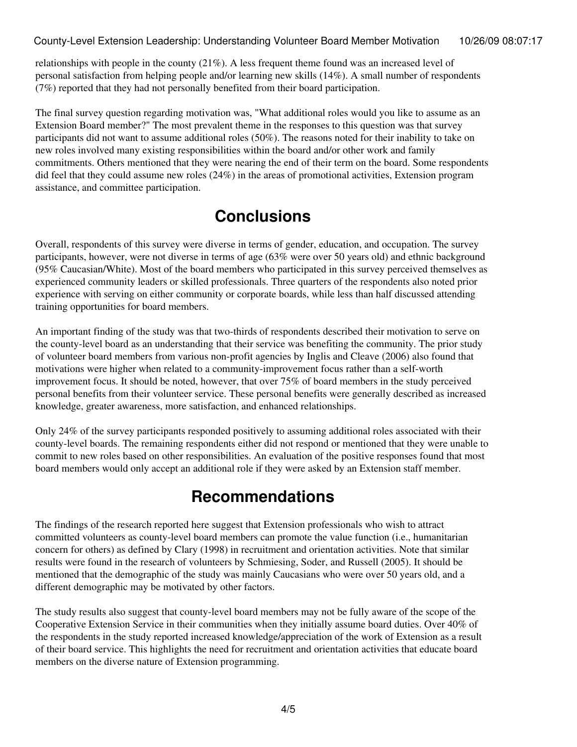relationships with people in the county (21%). A less frequent theme found was an increased level of personal satisfaction from helping people and/or learning new skills (14%). A small number of respondents (7%) reported that they had not personally benefited from their board participation.

The final survey question regarding motivation was, "What additional roles would you like to assume as an Extension Board member?" The most prevalent theme in the responses to this question was that survey participants did not want to assume additional roles (50%). The reasons noted for their inability to take on new roles involved many existing responsibilities within the board and/or other work and family commitments. Others mentioned that they were nearing the end of their term on the board. Some respondents did feel that they could assume new roles (24%) in the areas of promotional activities, Extension program assistance, and committee participation.

## Conclusions

Overall, respondents of this survey were diverse in terms of gender, education, and occupation. The survey participants, however, were not diverse in terms of age (63% were over 50 years old) and ethnic background (95% Caucasian/White). Most of the board members who participated in this survey perceived themselves as experienced community leaders or skilled professionals. Three quarters of the respondents also noted prior experience with serving on either community or corporate boards, while less than half discussed attending training opportunities for board members.

An important finding of the study was that two-thirds of respondents described their motivation to serve on the county-level board as an understanding that their service was benefiting the community. The prior study of volunteer board members from various non-profit agencies by Inglis and Cleave (2006) also found that motivations were higher when related to a community-improvement focus rather than a self-worth improvement focus. It should be noted, however, that over 75% of board members in the study perceived personal benefits from their volunteer service. These personal benefits were generally described as increased knowledge, greater awareness, more satisfaction, and enhanced relationships.

Only 24% of the survey participants responded positively to assuming additional roles associated with their county-level boards. The remaining respondents either did not respond or mentioned that they were unable to commit to new roles based on other responsibilities. An evaluation of the positive responses found that most board members would only accept an additional role if they were asked by an Extension staff member.

## Recommendations

The findings of the research reported here suggest that Extension professionals who wish to attract committed volunteers as county-level board members can promote the value function (i.e., humanitarian concern for others) as defined by Clary (1998) in recruitment and orientation activities. Note that similar results were found in the research of volunteers by Schmiesing, Soder, and Russell (2005). It should be mentioned that the demographic of the study was mainly Caucasians who were over 50 years old, and a different demographic may be motivated by other factors.

The study results also suggest that county-level board members may not be fully aware of the scope of the Cooperative Extension Service in their communities when they initially assume board duties. Over 40% of the respondents in the study reported increased knowledge/appreciation of the work of Extension as a result of their board service. This highlights the need for recruitment and orientation activities that educate board members on the diverse nature of Extension programming.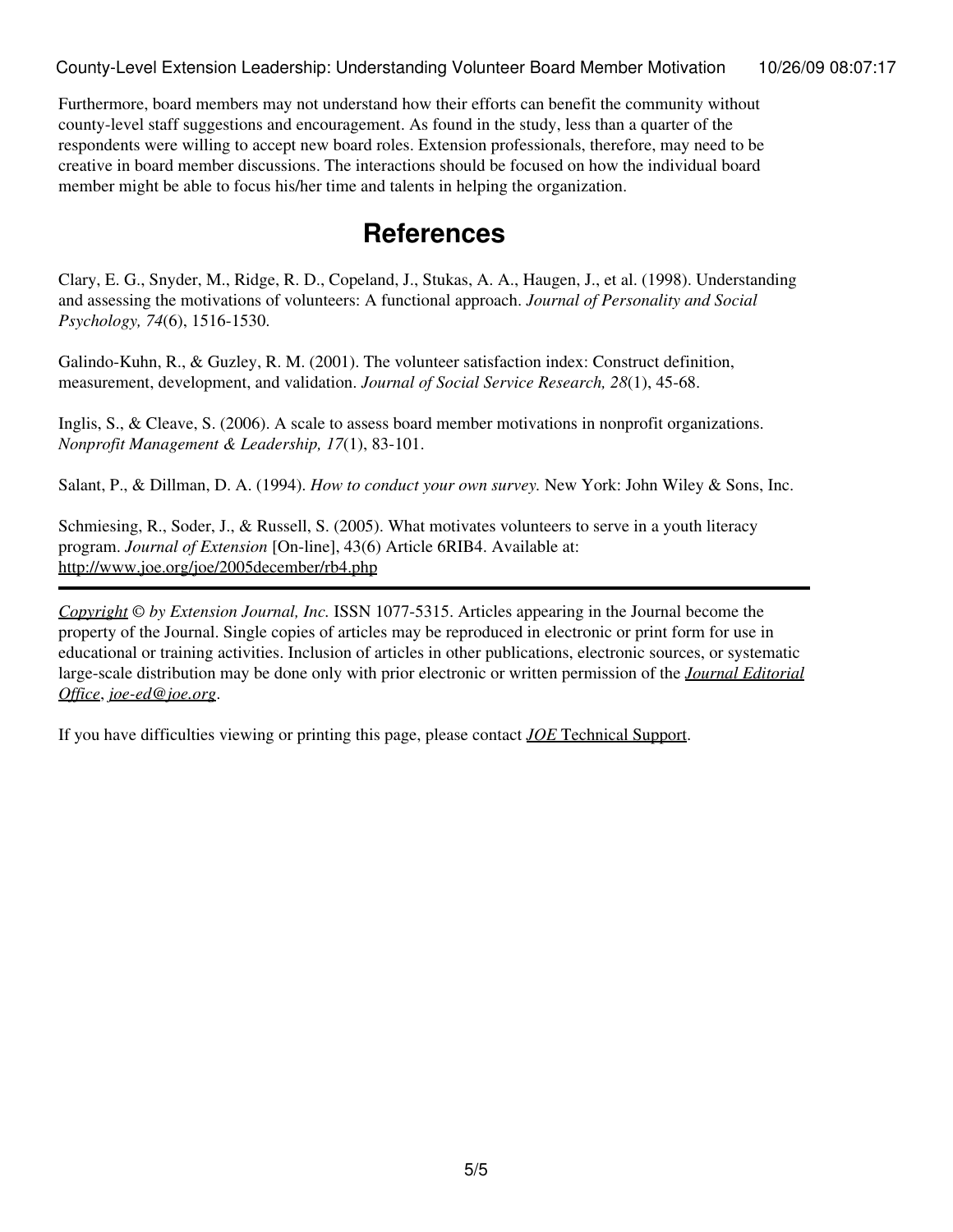Furthermore, board members may not understand how their efforts can benefit the community without county-level staff suggestions and encouragement. As found in the study, less than a quarter of the respondents were willing to accept new board roles. Extension professionals, therefore, may need to be creative in board member discussions. The interactions should be focused on how the individual board member might be able to focus his/her time and talents in helping the organization.

## References

Clary, E. G., Snyder, M., Ridge, R. D., Copeland, J., Stukas, A. A., Haugen, J., et al. (1998). Understanding and assessing the motivations of volunteers: A functional approach. *Journal of Personality and Social Psychology, 74*(6), 1516-1530.

Galindo-Kuhn, R., & Guzley, R. M. (2001). The volunteer satisfaction index: Construct definition, measurement, development, and validation. *Journal of Social Service Research, 28*(1), 45-68.

Inglis, S., & Cleave, S. (2006). A scale to assess board member motivations in nonprofit organizations. *Nonprofit Management & Leadership, 17*(1), 83-101.

Salant, P., & Dillman, D. A. (1994). *How to conduct your own survey.* New York: John Wiley & Sons, Inc.

Schmiesing, R., Soder, J., & Russell, S. (2005). What motivates volunteers to serve in a youth literacy program. *Journal of Extension* [On-line], 43(6) Article 6RIB4. Available at: http://www.joe.org/joe/2005december/rb4.php

---

*Copyright © by Extension Journal, Inc.* ISSN 1077-5315. Articles appearing in the Journal become the property of the Journal. Single copies of articles may be reproduced in electronic or print form for use in educational or training activities. Inclusion of articles in other publications, electronic sources, or systematic large-scale distribution may be done only with prior electronic or written permission of the *Journal Editorial Office*, *joe-ed@joe.org*.

If you have difficulties viewing or printing this page, please contact *JOE* Technical Support.